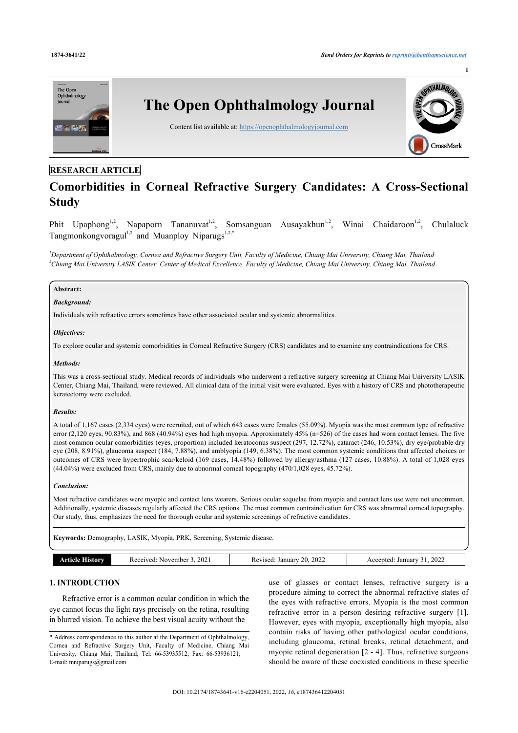RESEARCH ARTICLE

# Comorbidities in Corneal Refractive Surgery Candidates: A Cross-Sectional Study

Phit Upaphong[1,2], Napaporn Tananuvat[1,2], Somsanguan Ausayakhun[1,2], Winai Chaidaroon[1,2], Chulaluck Tangmonkongvoragul[1,2] and Muanploy Niparugs[1,2,*]

[1]*Department of Ophthalmology, Cornea and Refractive Surgery Unit, Faculty of Medicine, Chiang Mai University, Chiang Mai, Thailand*
[2]*Chiang Mai University LASIK Center, Center of Medical Excellence, Faculty of Medicine, Chiang Mai University, Chiang Mai, Thailand*

**Abstract:**

***Background:***

Individuals with refractive errors sometimes have other associated ocular and systemic abnormalities.

***Objectives:***

To explore ocular and systemic comorbidities in Corneal Refractive Surgery (CRS) candidates and to examine any contraindications for CRS.

***Methods:***

This was a cross-sectional study. Medical records of individuals who underwent a refractive surgery screening at Chiang Mai University LASIK Center, Chiang Mai, Thailand, were reviewed. All clinical data of the initial visit were evaluated. Eyes with a history of CRS and phototherapeutic keratectomy were excluded.

***Results:***

A total of 1,167 cases (2,334 eyes) were recruited, out of which 643 cases were females (55.09%). Myopia was the most common type of refractive error (2,120 eyes, 90.83%), and 868 (40.94%) eyes had high myopia. Approximately 45% (n=526) of the cases had worn contact lenses. The five most common ocular comorbidities (eyes, proportion) included keratoconus suspect (297, 12.72%), cataract (246, 10.53%), dry eye/probable dry eye (208, 8.91%), glaucoma suspect (184, 7.88%), and amblyopia (149, 6.38%). The most common systemic conditions that affected choices or outcomes of CRS were hypertrophic scar/keloid (169 cases, 14.48%) followed by allergy/asthma (127 cases, 10.88%). A total of 1,028 eyes (44.04%) were excluded from CRS, mainly due to abnormal corneal topography (470/1,028 eyes, 45.72%).

***Conclusion:***

Most refractive candidates were myopic and contact lens wearers. Serious ocular sequelae from myopia and contact lens use were not uncommon. Additionally, systemic diseases regularly affected the CRS options. The most common contraindication for CRS was abnormal corneal topography. Our study, thus, emphasizes the need for thorough ocular and systemic screenings of refractive candidates.

**Keywords:** Demography, LASIK, Myopia, PRK, Screening, Systemic disease.

| Article History | Received: November 3, 2021 | Revised: January 20, 2022 | Accepted: January 31, 2022 |
|---|---|---|---|

## 1. INTRODUCTION

Refractive error is a common ocular condition in which the eye cannot focus the light rays precisely on the retina, resulting in blurred vision. To achieve the best visual acuity without the use of glasses or contact lenses, refractive surgery is a procedure aiming to correct the abnormal refractive states of the eyes with refractive errors. Myopia is the most common refractive error in a person desiring refractive surgery [1]. However, eyes with myopia, exceptionally high myopia, also contain risks of having other pathological ocular conditions, including glaucoma, retinal breaks, retinal detachment, and myopic retinal degeneration [2 - 4]. Thus, refractive surgeons should be aware of these coexisted conditions in these specific

\* Address correspondence to this author at the Department of Ophthalmology, Cornea and Refractive Surgery Unit, Faculty of Medicine, Chiang Mai University, Chiang Mai, Thailand; Tel: 66-53935512; Fax: 66-53936121; E-mail: mniparugs@gmail.com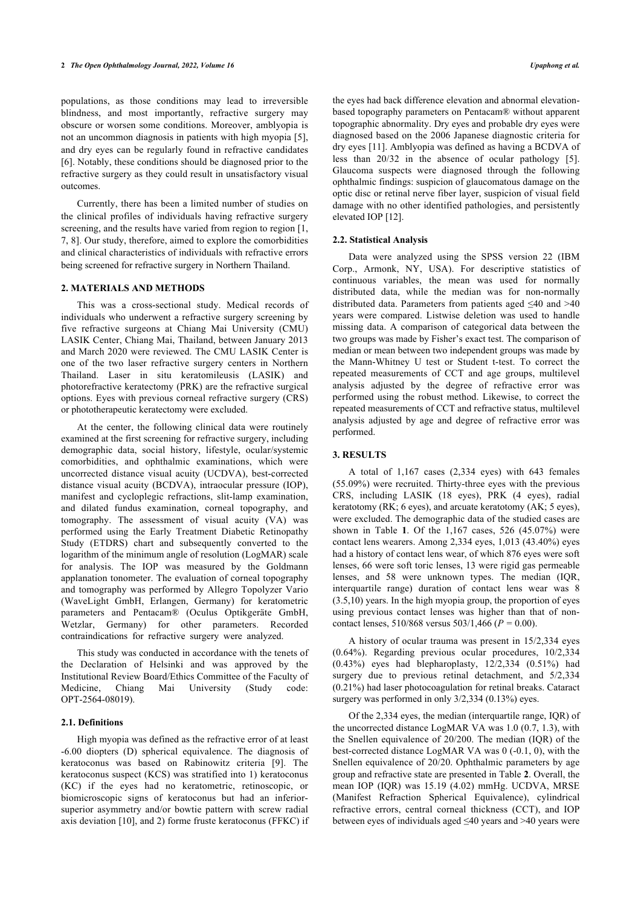populations, as those conditions may lead to irreversible blindness, and most importantly, refractive surgery may obscure or worsen some conditions. Moreover, amblyopia is not an uncommon diagnosis in patients with high myopia [5], and dry eyes can be regularly found in refractive candidates [6]. Notably, these conditions should be diagnosed prior to the refractive surgery as they could result in unsatisfactory visual outcomes.

Currently, there has been a limited number of studies on the clinical profiles of individuals having refractive surgery screening, and the results have varied from region to region [1, 7, 8]. Our study, therefore, aimed to explore the comorbidities and clinical characteristics of individuals with refractive errors being screened for refractive surgery in Northern Thailand.

## 2. MATERIALS AND METHODS

This was a cross-sectional study. Medical records of individuals who underwent a refractive surgery screening by five refractive surgeons at Chiang Mai University (CMU) LASIK Center, Chiang Mai, Thailand, between January 2013 and March 2020 were reviewed. The CMU LASIK Center is one of the two laser refractive surgery centers in Northern Thailand. Laser in situ keratomileusis (LASIK) and photorefractive keratectomy (PRK) are the refractive surgical options. Eyes with previous corneal refractive surgery (CRS) or phototherapeutic keratectomy were excluded.

At the center, the following clinical data were routinely examined at the first screening for refractive surgery, including demographic data, social history, lifestyle, ocular/systemic comorbidities, and ophthalmic examinations, which were uncorrected distance visual acuity (UCDVA), best-corrected distance visual acuity (BCDVA), intraocular pressure (IOP), manifest and cycloplegic refractions, slit-lamp examination, and dilated fundus examination, corneal topography, and tomography. The assessment of visual acuity (VA) was performed using the Early Treatment Diabetic Retinopathy Study (ETDRS) chart and subsequently converted to the logarithm of the minimum angle of resolution (LogMAR) scale for analysis. The IOP was measured by the Goldmann applanation tonometer. The evaluation of corneal topography and tomography was performed by Allegro Topolyzer Vario (WaveLight GmbH, Erlangen, Germany) for keratometric parameters and Pentacam® (Oculus Optikgeräte GmbH, Wetzlar, Germany) for other parameters. Recorded contraindications for refractive surgery were analyzed.

This study was conducted in accordance with the tenets of the Declaration of Helsinki and was approved by the Institutional Review Board/Ethics Committee of the Faculty of Medicine, Chiang Mai University (Study code: OPT-2564-08019).

### 2.1. Definitions

High myopia was defined as the refractive error of at least -6.00 diopters (D) spherical equivalence. The diagnosis of keratoconus was based on Rabinowitz criteria [9]. The keratoconus suspect (KCS) was stratified into 1) keratoconus (KC) if the eyes had no keratometric, retinoscopic, or biomicroscopic signs of keratoconus but had an inferior-superior asymmetry and/or bowtie pattern with screw radial axis deviation [10], and 2) forme fruste keratoconus (FFKC) if the eyes had back difference elevation and abnormal elevation-based topography parameters on Pentacam® without apparent topographic abnormality. Dry eyes and probable dry eyes were diagnosed based on the 2006 Japanese diagnostic criteria for dry eyes [11]. Amblyopia was defined as having a BCDVA of less than 20/32 in the absence of ocular pathology [5]. Glaucoma suspects were diagnosed through the following ophthalmic findings: suspicion of glaucomatous damage on the optic disc or retinal nerve fiber layer, suspicion of visual field damage with no other identified pathologies, and persistently elevated IOP [12].

### 2.2. Statistical Analysis

Data were analyzed using the SPSS version 22 (IBM Corp., Armonk, NY, USA). For descriptive statistics of continuous variables, the mean was used for normally distributed data, while the median was for non-normally distributed data. Parameters from patients aged ≤40 and >40 years were compared. Listwise deletion was used to handle missing data. A comparison of categorical data between the two groups was made by Fisher's exact test. The comparison of median or mean between two independent groups was made by the Mann-Whitney U test or Student t-test. To correct the repeated measurements of CCT and age groups, multilevel analysis adjusted by the degree of refractive error was performed using the robust method. Likewise, to correct the repeated measurements of CCT and refractive status, multilevel analysis adjusted by age and degree of refractive error was performed.

## 3. RESULTS

A total of 1,167 cases (2,334 eyes) with 643 females (55.09%) were recruited. Thirty-three eyes with the previous CRS, including LASIK (18 eyes), PRK (4 eyes), radial keratotomy (RK; 6 eyes), and arcuate keratotomy (AK; 5 eyes), were excluded. The demographic data of the studied cases are shown in Table **1**. Of the 1,167 cases, 526 (45.07%) were contact lens wearers. Among 2,334 eyes, 1,013 (43.40%) eyes had a history of contact lens wear, of which 876 eyes were soft lenses, 66 were soft toric lenses, 13 were rigid gas permeable lenses, and 58 were unknown types. The median (IQR, interquartile range) duration of contact lens wear was 8 (3.5,10) years. In the high myopia group, the proportion of eyes using previous contact lenses was higher than that of non-contact lenses, 510/868 versus 503/1,466 ($P = 0.00$).

A history of ocular trauma was present in 15/2,334 eyes (0.64%). Regarding previous ocular procedures, 10/2,334 (0.43%) eyes had blepharoplasty, 12/2,334 (0.51%) had surgery due to previous retinal detachment, and 5/2,334 (0.21%) had laser photocoagulation for retinal breaks. Cataract surgery was performed in only 3/2,334 (0.13%) eyes.

Of the 2,334 eyes, the median (interquartile range, IQR) of the uncorrected distance LogMAR VA was 1.0 (0.7, 1.3), with the Snellen equivalence of 20/200. The median (IQR) of the best-corrected distance LogMAR VA was 0 (-0.1, 0), with the Snellen equivalence of 20/20. Ophthalmic parameters by age group and refractive state are presented in Table **2**. Overall, the mean IOP (IQR) was 15.19 (4.02) mmHg. UCDVA, MRSE (Manifest Refraction Spherical Equivalence), cylindrical refractive errors, central corneal thickness (CCT), and IOP between eyes of individuals aged ≤40 years and >40 years were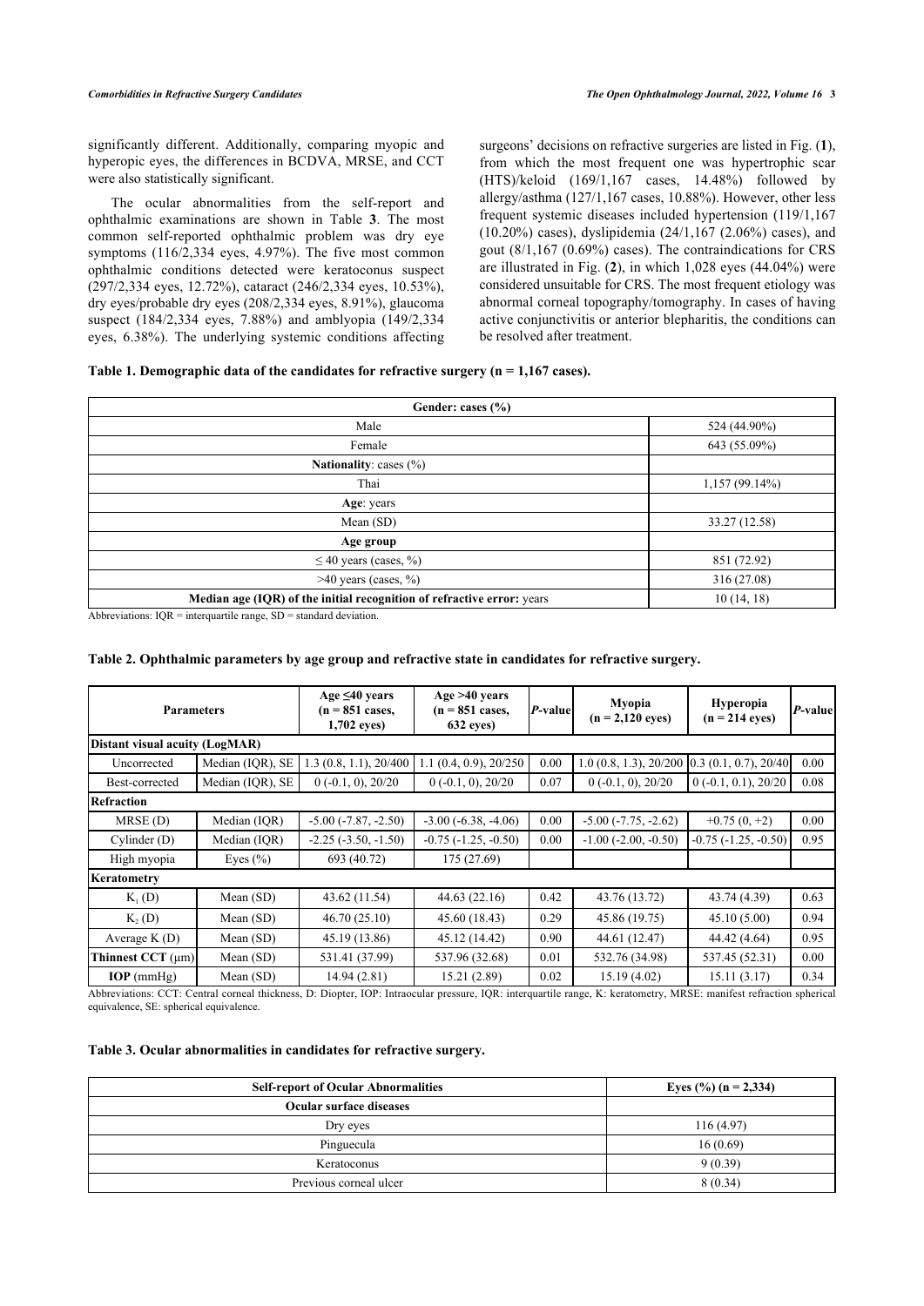significantly different. Additionally, comparing myopic and hyperopic eyes, the differences in BCDVA, MRSE, and CCT were also statistically significant.

The ocular abnormalities from the self-report and ophthalmic examinations are shown in Table **3**. The most common self-reported ophthalmic problem was dry eye symptoms (116/2,334 eyes, 4.97%). The five most common ophthalmic conditions detected were keratoconus suspect (297/2,334 eyes, 12.72%), cataract (246/2,334 eyes, 10.53%), dry eyes/probable dry eyes (208/2,334 eyes, 8.91%), glaucoma suspect (184/2,334 eyes, 7.88%) and amblyopia (149/2,334 eyes, 6.38%). The underlying systemic conditions affecting surgeons' decisions on refractive surgeries are listed in Fig. (**1**), from which the most frequent one was hypertrophic scar (HTS)/keloid (169/1,167 cases, 14.48%) followed by allergy/asthma (127/1,167 cases, 10.88%). However, other less frequent systemic diseases included hypertension (119/1,167 (10.20%) cases), dyslipidemia (24/1,167 (2.06%) cases), and gout (8/1,167 (0.69%) cases). The contraindications for CRS are illustrated in Fig. (**2**), in which 1,028 eyes (44.04%) were considered unsuitable for CRS. The most frequent etiology was abnormal corneal topography/tomography. In cases of having active conjunctivitis or anterior blepharitis, the conditions can be resolved after treatment.

**Table 1. Demographic data of the candidates for refractive surgery (n = 1,167 cases).**

| **Gender: cases (%)** | |
|---|---|
| Male | 524 (44.90%) |
| Female | 643 (55.09%) |
| **Nationality**: cases (%) | |
| Thai | 1,157 (99.14%) |
| **Age**: years | |
| Mean (SD) | 33.27 (12.58) |
| **Age group** | |
| ≤ 40 years (cases, %) | 851 (72.92) |
| >40 years (cases, %) | 316 (27.08) |
| **Median age (IQR) of the initial recognition of refractive error:** years | 10 (14, 18) |

Abbreviations: IQR = interquartile range, SD = standard deviation.

**Table 2. Ophthalmic parameters by age group and refractive state in candidates for refractive surgery.**

| Parameters | | Age ≤40 years (n = 851 cases, 1,702 eyes) | Age >40 years (n = 851 cases, 632 eyes) | *P*-value | Myopia (n = 2,120 eyes) | Hyperopia (n = 214 eyes) | *P*-value |
|---|---|---|---|---|---|---|---|
| **Distant visual acuity (LogMAR)** | | | | | | | |
| Uncorrected | Median (IQR), SE | 1.3 (0.8, 1.1), 20/400 | 1.1 (0.4, 0.9), 20/250 | 0.00 | 1.0 (0.8, 1.3), 20/200 | 0.3 (0.1, 0.7), 20/40 | 0.00 |
| Best-corrected | Median (IQR), SE | 0 (-0.1, 0), 20/20 | 0 (-0.1, 0), 20/20 | 0.07 | 0 (-0.1, 0), 20/20 | 0 (-0.1, 0.1), 20/20 | 0.08 |
| **Refraction** | | | | | | | |
| MRSE (D) | Median (IQR) | -5.00 (-7.87, -2.50) | -3.00 (-6.38, -4.06) | 0.00 | -5.00 (-7.75, -2.62) | +0.75 (0, +2) | 0.00 |
| Cylinder (D) | Median (IQR) | -2.25 (-3.50, -1.50) | -0.75 (-1.25, -0.50) | 0.00 | -1.00 (-2.00, -0.50) | -0.75 (-1.25, -0.50) | 0.95 |
| High myopia | Eyes (%) | 693 (40.72) | 175 (27.69) | | | | |
| **Keratometry** | | | | | | | |
| $K_1$ (D) | Mean (SD) | 43.62 (11.54) | 44.63 (22.16) | 0.42 | 43.76 (13.72) | 43.74 (4.39) | 0.63 |
| $K_2$ (D) | Mean (SD) | 46.70 (25.10) | 45.60 (18.43) | 0.29 | 45.86 (19.75) | 45.10 (5.00) | 0.94 |
| Average K (D) | Mean (SD) | 45.19 (13.86) | 45.12 (14.42) | 0.90 | 44.61 (12.47) | 44.42 (4.64) | 0.95 |
| **Thinnest CCT** (μm) | Mean (SD) | 531.41 (37.99) | 537.96 (32.68) | 0.01 | 532.76 (34.98) | 537.45 (52.31) | 0.00 |
| **IOP** (mmHg) | Mean (SD) | 14.94 (2.81) | 15.21 (2.89) | 0.02 | 15.19 (4.02) | 15.11 (3.17) | 0.34 |

Abbreviations: CCT: Central corneal thickness, D: Diopter, IOP: Intraocular pressure, IQR: interquartile range, K: keratometry, MRSE: manifest refraction spherical equivalence, SE: spherical equivalence.

**Table 3. Ocular abnormalities in candidates for refractive surgery.**

| **Self-report of Ocular Abnormalities** | **Eyes (%) (n = 2,334)** |
|---|---|
| **Ocular surface diseases** | |
| Dry eyes | 116 (4.97) |
| Pinguecula | 16 (0.69) |
| Keratoconus | 9 (0.39) |
| Previous corneal ulcer | 8 (0.34) |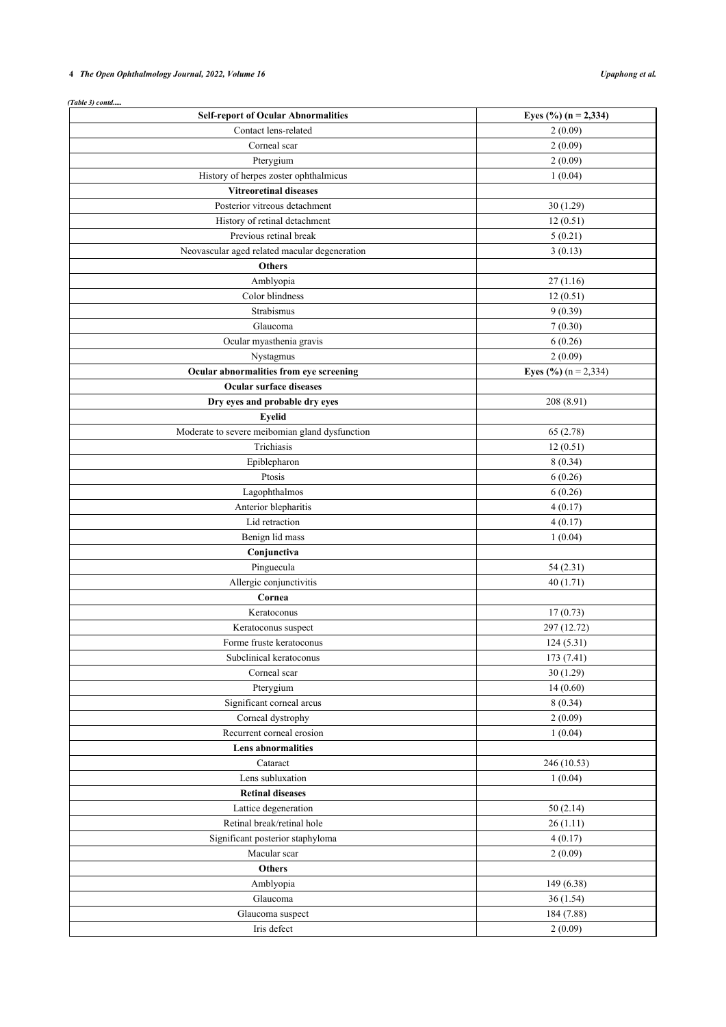*(Table 3) contd.....*

| **Self-report of Ocular Abnormalities** | **Eyes (%) (n = 2,334)** |
|---|---|
| Contact lens-related | 2 (0.09) |
| Corneal scar | 2 (0.09) |
| Pterygium | 2 (0.09) |
| History of herpes zoster ophthalmicus | 1 (0.04) |
| **Vitreoretinal diseases** | |
| Posterior vitreous detachment | 30 (1.29) |
| History of retinal detachment | 12 (0.51) |
| Previous retinal break | 5 (0.21) |
| Neovascular aged related macular degeneration | 3 (0.13) |
| **Others** | |
| Amblyopia | 27 (1.16) |
| Color blindness | 12 (0.51) |
| Strabismus | 9 (0.39) |
| Glaucoma | 7 (0.30) |
| Ocular myasthenia gravis | 6 (0.26) |
| Nystagmus | 2 (0.09) |
| **Ocular abnormalities from eye screening** | **Eyes (%)** (n = 2,334) |
| **Ocular surface diseases** | |
| **Dry eyes and probable dry eyes** | 208 (8.91) |
| **Eyelid** | |
| Moderate to severe meibomian gland dysfunction | 65 (2.78) |
| Trichiasis | 12 (0.51) |
| Epiblepharon | 8 (0.34) |
| Ptosis | 6 (0.26) |
| Lagophthalmos | 6 (0.26) |
| Anterior blepharitis | 4 (0.17) |
| Lid retraction | 4 (0.17) |
| Benign lid mass | 1 (0.04) |
| **Conjunctiva** | |
| Pinguecula | 54 (2.31) |
| Allergic conjunctivitis | 40 (1.71) |
| **Cornea** | |
| Keratoconus | 17 (0.73) |
| Keratoconus suspect | 297 (12.72) |
| Forme fruste keratoconus | 124 (5.31) |
| Subclinical keratoconus | 173 (7.41) |
| Corneal scar | 30 (1.29) |
| Pterygium | 14 (0.60) |
| Significant corneal arcus | 8 (0.34) |
| Corneal dystrophy | 2 (0.09) |
| Recurrent corneal erosion | 1 (0.04) |
| **Lens abnormalities** | |
| Cataract | 246 (10.53) |
| Lens subluxation | 1 (0.04) |
| **Retinal diseases** | |
| Lattice degeneration | 50 (2.14) |
| Retinal break/retinal hole | 26 (1.11) |
| Significant posterior staphyloma | 4 (0.17) |
| Macular scar | 2 (0.09) |
| **Others** | |
| Amblyopia | 149 (6.38) |
| Glaucoma | 36 (1.54) |
| Glaucoma suspect | 184 (7.88) |
| Iris defect | 2 (0.09) |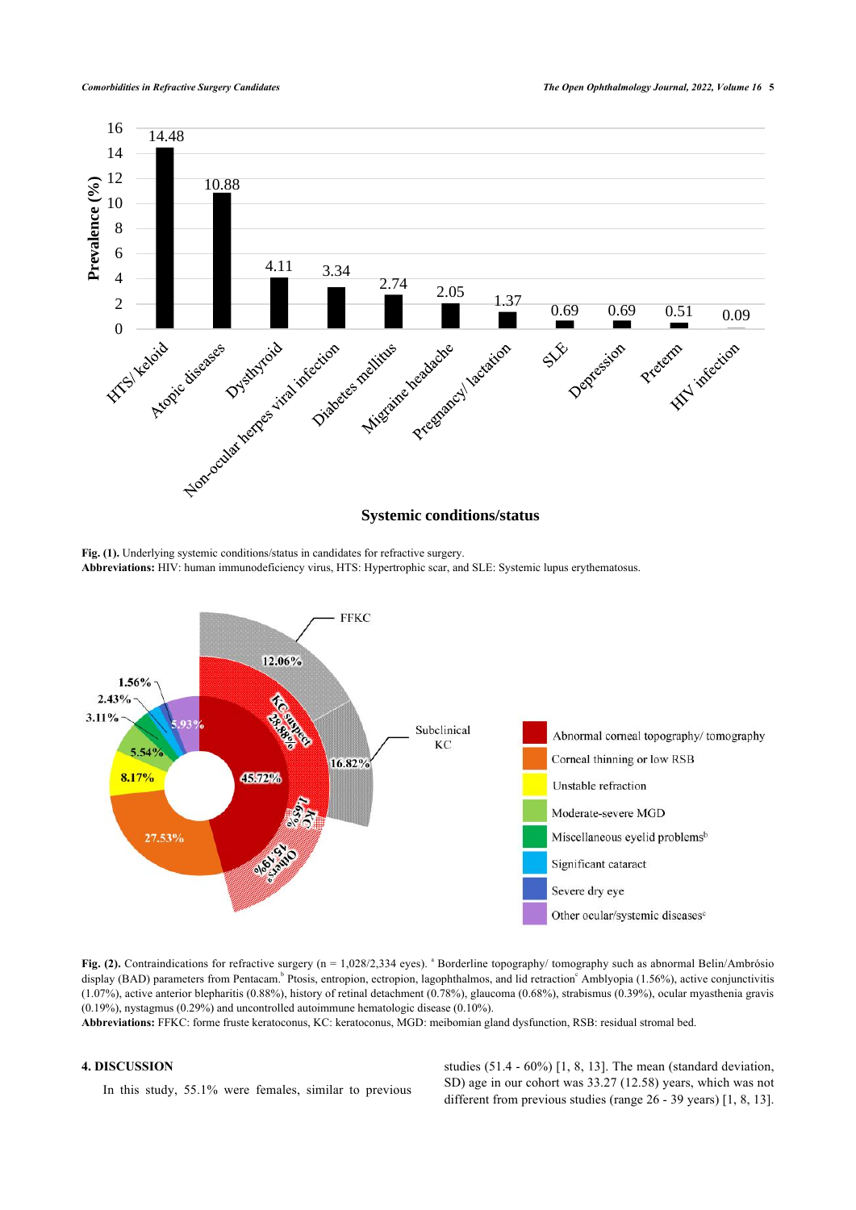Fig. (1). Underlying systemic conditions/status in candidates for refractive surgery.
**Abbreviations:** HIV: human immunodeficiency virus, HTS: Hypertrophic scar, and SLE: Systemic lupus erythematosus.

**Fig. (2).** Contraindications for refractive surgery (n = 1,028/2,334 eyes). [a] Borderline topography/ tomography such as abnormal Belin/Ambrósio display (BAD) parameters from Pentacam.[b] Ptosis, entropion, ectropion, lagophthalmos, and lid retraction[c] Amblyopia (1.56%), active conjunctivitis (1.07%), active anterior blepharitis (0.88%), history of retinal detachment (0.78%), glaucoma (0.68%), strabismus (0.39%), ocular myasthenia gravis (0.19%), nystagmus (0.29%) and uncontrolled autoimmune hematologic disease (0.10%).
**Abbreviations:** FFKC: forme fruste keratoconus, KC: keratoconus, MGD: meibomian gland dysfunction, RSB: residual stromal bed.

## 4. DISCUSSION

In this study, 55.1% were females, similar to previous studies (51.4 - 60%) [1, 8, 13]. The mean (standard deviation, SD) age in our cohort was 33.27 (12.58) years, which was not different from previous studies (range 26 - 39 years) [1, 8, 13].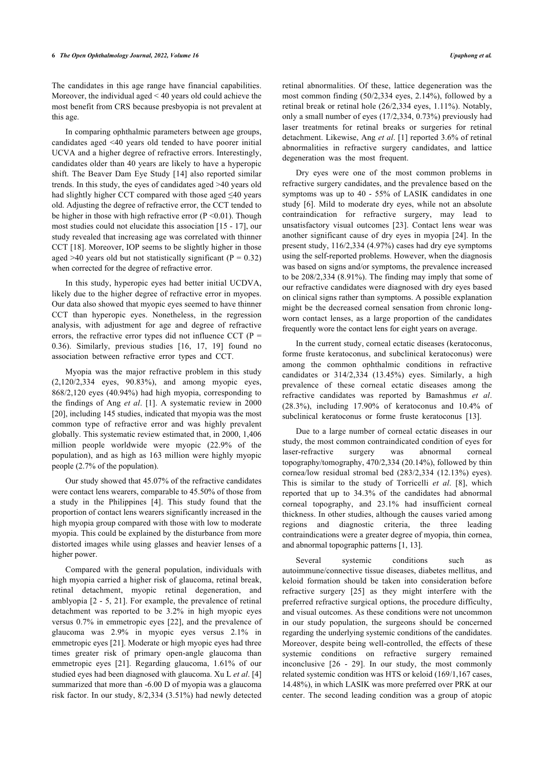The candidates in this age range have financial capabilities. Moreover, the individual aged < 40 years old could achieve the most benefit from CRS because presbyopia is not prevalent at this age.

In comparing ophthalmic parameters between age groups, candidates aged <40 years old tended to have poorer initial UCVA and a higher degree of refractive errors. Interestingly, candidates older than 40 years are likely to have a hyperopic shift. The Beaver Dam Eye Study [14] also reported similar trends. In this study, the eyes of candidates aged >40 years old had slightly higher CCT compared with those aged ≤40 years old. Adjusting the degree of refractive error, the CCT tended to be higher in those with high refractive error ($P < 0.01$). Though most studies could not elucidate this association [15 - 17], our study revealed that increasing age was correlated with thinner CCT [18]. Moreover, IOP seems to be slightly higher in those aged >40 years old but not statistically significant ($P = 0.32$) when corrected for the degree of refractive error.

In this study, hyperopic eyes had better initial UCDVA, likely due to the higher degree of refractive error in myopes. Our data also showed that myopic eyes seemed to have thinner CCT than hyperopic eyes. Nonetheless, in the regression analysis, with adjustment for age and degree of refractive errors, the refractive error types did not influence CCT ($P = 0.36$). Similarly, previous studies [16, 17, 19] found no association between refractive error types and CCT.

Myopia was the major refractive problem in this study (2,120/2,334 eyes, 90.83%), and among myopic eyes, 868/2,120 eyes (40.94%) had high myopia, corresponding to the findings of Ang *et al*. [1]. A systematic review in 2000 [20], including 145 studies, indicated that myopia was the most common type of refractive error and was highly prevalent globally. This systematic review estimated that, in 2000, 1,406 million people worldwide were myopic (22.9% of the population), and as high as 163 million were highly myopic people (2.7% of the population).

Our study showed that 45.07% of the refractive candidates were contact lens wearers, comparable to 45.50% of those from a study in the Philippines [4]. This study found that the proportion of contact lens wearers significantly increased in the high myopia group compared with those with low to moderate myopia. This could be explained by the disturbance from more distorted images while using glasses and heavier lenses of a higher power.

Compared with the general population, individuals with high myopia carried a higher risk of glaucoma, retinal break, retinal detachment, myopic retinal degeneration, and amblyopia [2 - 5, 21]. For example, the prevalence of retinal detachment was reported to be 3.2% in high myopic eyes versus 0.7% in emmetropic eyes [22], and the prevalence of glaucoma was 2.9% in myopic eyes versus 2.1% in emmetropic eyes [21]. Moderate or high myopic eyes had three times greater risk of primary open-angle glaucoma than emmetropic eyes [21]. Regarding glaucoma, 1.61% of our studied eyes had been diagnosed with glaucoma. Xu L *et al*. [4] summarized that more than -6.00 D of myopia was a glaucoma risk factor. In our study, 8/2,334 (3.51%) had newly detected retinal abnormalities. Of these, lattice degeneration was the most common finding (50/2,334 eyes, 2.14%), followed by a retinal break or retinal hole (26/2,334 eyes, 1.11%). Notably, only a small number of eyes (17/2,334, 0.73%) previously had laser treatments for retinal breaks or surgeries for retinal detachment. Likewise, Ang *et al*. [1] reported 3.6% of retinal abnormalities in refractive surgery candidates, and lattice degeneration was the most frequent.

Dry eyes were one of the most common problems in refractive surgery candidates, and the prevalence based on the symptoms was up to 40 - 55% of LASIK candidates in one study [6]. Mild to moderate dry eyes, while not an absolute contraindication for refractive surgery, may lead to unsatisfactory visual outcomes [23]. Contact lens wear was another significant cause of dry eyes in myopia [24]. In the present study, 116/2,334 (4.97%) cases had dry eye symptoms using the self-reported problems. However, when the diagnosis was based on signs and/or symptoms, the prevalence increased to be 208/2,334 (8.91%). The finding may imply that some of our refractive candidates were diagnosed with dry eyes based on clinical signs rather than symptoms. A possible explanation might be the decreased corneal sensation from chronic long-worn contact lenses, as a large proportion of the candidates frequently wore the contact lens for eight years on average.

In the current study, corneal ectatic diseases (keratoconus, forme fruste keratoconus, and subclinical keratoconus) were among the common ophthalmic conditions in refractive candidates or 314/2,334 (13.45%) eyes. Similarly, a high prevalence of these corneal ectatic diseases among the refractive candidates was reported by Bamashmus *et al*. (28.3%), including 17.90% of keratoconus and 10.4% of subclinical keratoconus or forme fruste keratoconus [13].

Due to a large number of corneal ectatic diseases in our study, the most common contraindicated condition of eyes for laser-refractive surgery was abnormal corneal topography/tomography, 470/2,334 (20.14%), followed by thin cornea/low residual stromal bed (283/2,334 (12.13%) eyes). This is similar to the study of Torricelli *et al*. [8], which reported that up to 34.3% of the candidates had abnormal corneal topography, and 23.1% had insufficient corneal thickness. In other studies, although the causes varied among regions and diagnostic criteria, the three leading contraindications were a greater degree of myopia, thin cornea, and abnormal topographic patterns [1, 13].

Several systemic conditions such as autoimmune/connective tissue diseases, diabetes mellitus, and keloid formation should be taken into consideration before refractive surgery [25] as they might interfere with the preferred refractive surgical options, the procedure difficulty, and visual outcomes. As these conditions were not uncommon in our study population, the surgeons should be concerned regarding the underlying systemic conditions of the candidates. Moreover, despite being well-controlled, the effects of these systemic conditions on refractive surgery remained inconclusive [26 - 29]. In our study, the most commonly related systemic condition was HTS or keloid (169/1,167 cases, 14.48%), in which LASIK was more preferred over PRK at our center. The second leading condition was a group of atopic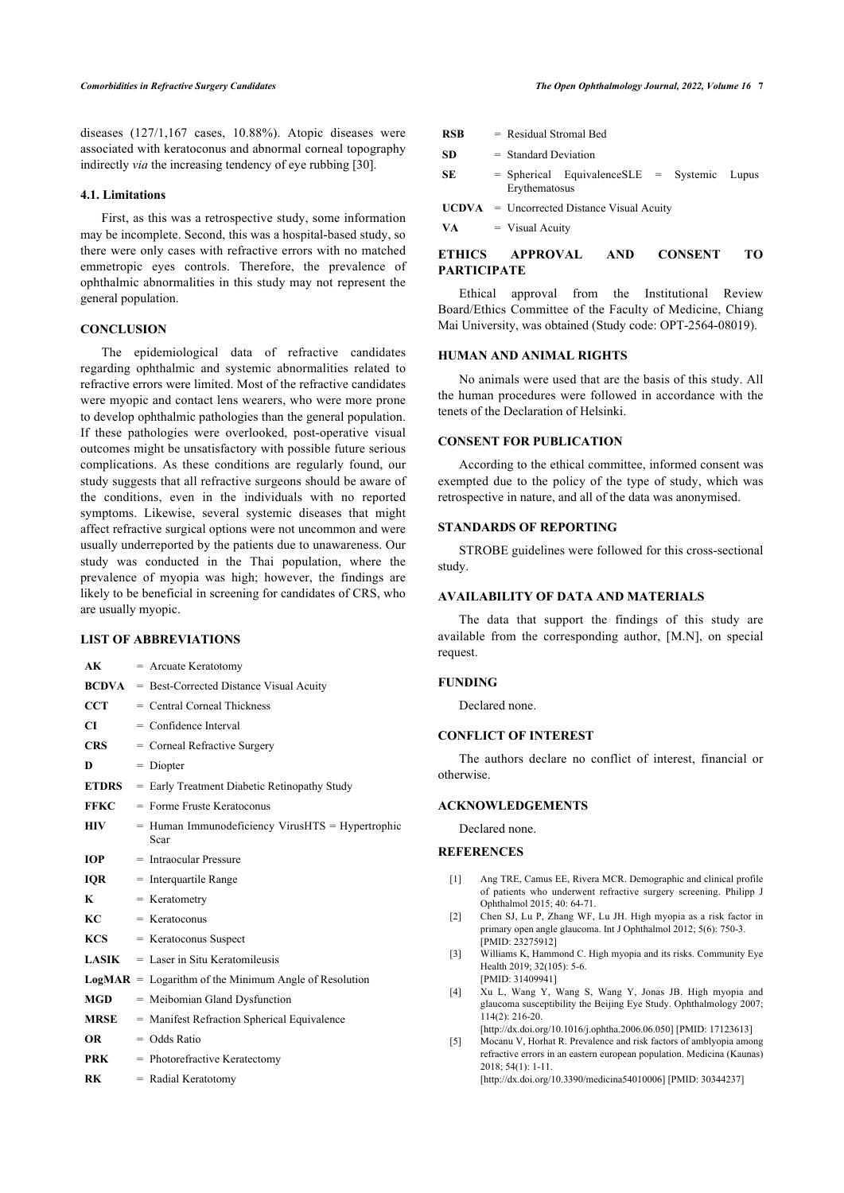diseases (127/1,167 cases, 10.88%). Atopic diseases were associated with keratoconus and abnormal corneal topography indirectly *via* the increasing tendency of eye rubbing [30].

### 4.1. Limitations

First, as this was a retrospective study, some information may be incomplete. Second, this was a hospital-based study, so there were only cases with refractive errors with no matched emmetropic eyes controls. Therefore, the prevalence of ophthalmic abnormalities in this study may not represent the general population.

## CONCLUSION

The epidemiological data of refractive candidates regarding ophthalmic and systemic abnormalities related to refractive errors were limited. Most of the refractive candidates were myopic and contact lens wearers, who were more prone to develop ophthalmic pathologies than the general population. If these pathologies were overlooked, post-operative visual outcomes might be unsatisfactory with possible future serious complications. As these conditions are regularly found, our study suggests that all refractive surgeons should be aware of the conditions, even in the individuals with no reported symptoms. Likewise, several systemic diseases that might affect refractive surgical options were not uncommon and were usually underreported by the patients due to unawareness. Our study was conducted in the Thai population, where the prevalence of myopia was high; however, the findings are likely to be beneficial in screening for candidates of CRS, who are usually myopic.

## LIST OF ABBREVIATIONS

| | |
|---|---|
| **AK** | = Arcuate Keratotomy |
| **BCDVA** | = Best-Corrected Distance Visual Acuity |
| **CCT** | = Central Corneal Thickness |
| **CI** | = Confidence Interval |
| **CRS** | = Corneal Refractive Surgery |
| **D** | = Diopter |
| **ETDRS** | = Early Treatment Diabetic Retinopathy Study |
| **FFKC** | = Forme Fruste Keratoconus |
| **HIV** | = Human Immunodeficiency VirusHTS = Hypertrophic Scar |
| **IOP** | = Intraocular Pressure |
| **IQR** | = Interquartile Range |
| **K** | = Keratometry |
| **KC** | = Keratoconus |
| **KCS** | = Keratoconus Suspect |
| **LASIK** | = Laser in Situ Keratomileusis |
| **LogMAR** | = Logarithm of the Minimum Angle of Resolution |
| **MGD** | = Meibomian Gland Dysfunction |
| **MRSE** | = Manifest Refraction Spherical Equivalence |
| **OR** | = Odds Ratio |
| **PRK** | = Photorefractive Keratectomy |
| **RK** | = Radial Keratotomy |
| **RSB** | = Residual Stromal Bed |
| **SD** | = Standard Deviation |
| **SE** | = Spherical EquivalenceSLE = Systemic Lupus Erythematosus |
| **UCDVA** | = Uncorrected Distance Visual Acuity |
| **VA** | = Visual Acuity |

## ETHICS APPROVAL AND CONSENT TO PARTICIPATE

Ethical approval from the Institutional Review Board/Ethics Committee of the Faculty of Medicine, Chiang Mai University, was obtained (Study code: OPT-2564-08019).

## HUMAN AND ANIMAL RIGHTS

No animals were used that are the basis of this study. All the human procedures were followed in accordance with the tenets of the Declaration of Helsinki.

## CONSENT FOR PUBLICATION

According to the ethical committee, informed consent was exempted due to the policy of the type of study, which was retrospective in nature, and all of the data was anonymised.

## STANDARDS OF REPORTING

STROBE guidelines were followed for this cross-sectional study.

## AVAILABILITY OF DATA AND MATERIALS

The data that support the findings of this study are available from the corresponding author, [M.N], on special request.

## FUNDING

Declared none.

## CONFLICT OF INTEREST

The authors declare no conflict of interest, financial or otherwise.

## ACKNOWLEDGEMENTS

Declared none.

## REFERENCES

[1] Ang TRE, Camus EE, Rivera MCR. Demographic and clinical profile of patients who underwent refractive surgery screening. Philipp J Ophthalmol 2015; 40: 64-71.

[2] Chen SJ, Lu P, Zhang WF, Lu JH. High myopia as a risk factor in primary open angle glaucoma. Int J Ophthalmol 2012; 5(6): 750-3. [PMID: 23275912]

[3] Williams K, Hammond C. High myopia and its risks. Community Eye Health 2019; 32(105): 5-6. [PMID: 31409941]

[4] Xu L, Wang Y, Wang S, Wang Y, Jonas JB. High myopia and glaucoma susceptibility the Beijing Eye Study. Ophthalmology 2007; 114(2): 216-20. [http://dx.doi.org/10.1016/j.ophtha.2006.06.050] [PMID: 17123613]

[5] Mocanu V, Horhat R. Prevalence and risk factors of amblyopia among refractive errors in an eastern european population. Medicina (Kaunas) 2018; 54(1): 1-11. [http://dx.doi.org/10.3390/medicina54010006] [PMID: 30344237]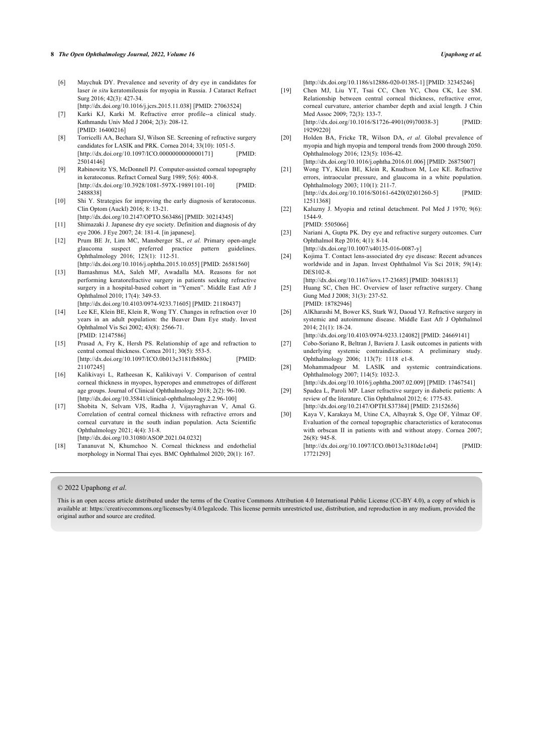[6] Maychuk DY. Prevalence and severity of dry eye in candidates for laser *in situ* keratomileusis for myopia in Russia. J Cataract Refract Surg 2016; 42(3): 427-34. [http://dx.doi.org/10.1016/j.jcrs.2015.11.038] [PMID: 27063524]

[7] Karki KJ, Karki M. Refractive error profile--a clinical study. Kathmandu Univ Med J 2004; 2(3): 208-12. [PMID: 16400216]

[8] Torricelli AA, Bechara SJ, Wilson SE. Screening of refractive surgery candidates for LASIK and PRK. Cornea 2014; 33(10): 1051-5. [http://dx.doi.org/10.1097/ICO.0000000000000171] [PMID: 25014146]

[9] Rabinowitz YS, McDonnell PJ. Computer-assisted corneal topography in keratoconus. Refract Corneal Surg 1989; 5(6): 400-8. [http://dx.doi.org/10.3928/1081-597X-19891101-10] [PMID: 2488838]

[10] Shi Y. Strategies for improving the early diagnosis of keratoconus. Clin Optom (Auckl) 2016; 8: 13-21. [http://dx.doi.org/10.2147/OPTO.S63486] [PMID: 30214345]

[11] Shimazaki J. Japanese dry eye society. Definition and diagnosis of dry eye 2006. J Eye 2007; 24: 181-4. [in japanese].

[12] Prum BE Jr, Lim MC, Mansberger SL, *et al.* Primary open-angle glaucoma suspect preferred practice pattern guidelines. Ophthalmology 2016; 123(1): 112-51. [http://dx.doi.org/10.1016/j.ophtha.2015.10.055] [PMID: 26581560]

[13] Bamashmus MA, Saleh MF, Awadalla MA. Reasons for not performing keratorefractive surgery in patients seeking refractive surgery in a hospital-based cohort in "Yemen". Middle East Afr J Ophthalmol 2010; 17(4): 349-53. [http://dx.doi.org/10.4103/0974-9233.71605] [PMID: 21180437]

[14] Lee KE, Klein BE, Klein R, Wong TY. Changes in refraction over 10 years in an adult population: the Beaver Dam Eye study. Invest Ophthalmol Vis Sci 2002; 43(8): 2566-71. [PMID: 12147586]

[15] Prasad A, Fry K, Hersh PS. Relationship of age and refraction to central corneal thickness. Cornea 2011; 30(5): 553-5. [http://dx.doi.org/10.1097/ICO.0b013e3181fb880c] [PMID: 21107245]

[16] Kalikivayi L, Ratheesan K, Kalikivayi V. Comparison of central corneal thickness in myopes, hyperopes and emmetropes of different age groups. Journal of Clinical Ophthalmology 2018; 2(2): 96-100. [http://dx.doi.org/10.35841/clinical-ophthalmology.2.2.96-100]

[17] Shobita N, Selvam VJS, Radha J, Vijayraghavan V, Amal G. Correlation of central corneal thickness with refractive errors and corneal curvature in the south indian population. Acta Scientific Ophthalmology 2021; 4(4): 31-8. [http://dx.doi.org/10.31080/ASOP.2021.04.0232]

[18] Tananuvat N, Khumchoo N. Corneal thickness and endothelial morphology in Normal Thai eyes. BMC Ophthalmol 2020; 20(1): 167. [http://dx.doi.org/10.1186/s12886-020-01385-1] [PMID: 32345246]

[19] Chen MJ, Liu YT, Tsai CC, Chen YC, Chou CK, Lee SM. Relationship between central corneal thickness, refractive error, corneal curvature, anterior chamber depth and axial length. J Chin Med Assoc 2009; 72(3): 133-7. [http://dx.doi.org/10.1016/S1726-4901(09)70038-3] [PMID: 19299220]

[20] Holden BA, Fricke TR, Wilson DA, *et al.* Global prevalence of myopia and high myopia and temporal trends from 2000 through 2050. Ophthalmology 2016; 123(5): 1036-42. [http://dx.doi.org/10.1016/j.ophtha.2016.01.006] [PMID: 26875007]

[21] Wong TY, Klein BE, Klein R, Knudtson M, Lee KE. Refractive errors, intraocular pressure, and glaucoma in a white population. Ophthalmology 2003; 110(1): 211-7. [http://dx.doi.org/10.1016/S0161-6420(02)01260-5] [PMID: 12511368]

[22] Kaluzny J. Myopia and retinal detachment. Pol Med J 1970; 9(6): 1544-9. [PMID: 5505066]

[23] Nariani A, Gupta PK. Dry eye and refractive surgery outcomes. Curr Ophthalmol Rep 2016; 4(1): 8-14. [http://dx.doi.org/10.1007/s40135-016-0087-y]

[24] Kojima T. Contact lens-associated dry eye disease: Recent advances worldwide and in Japan. Invest Ophthalmol Vis Sci 2018; 59(14): DES102-8. [http://dx.doi.org/10.1167/iovs.17-23685] [PMID: 30481813]

[25] Huang SC, Chen HC. Overview of laser refractive surgery. Chang Gung Med J 2008; 31(3): 237-52. [PMID: 18782946]

[26] AlKharashi M, Bower KS, Stark WJ, Daoud YJ. Refractive surgery in systemic and autoimmune disease. Middle East Afr J Ophthalmol 2014; 21(1): 18-24. [http://dx.doi.org/10.4103/0974-9233.124082] [PMID: 24669141]

[27] Cobo-Soriano R, Beltran J, Baviera J. Lasik outcomes in patients with underlying systemic contraindications: A preliminary study. Ophthalmology 2006; 113(7): 1118 e1-8.

[28] Mohammadpour M. LASIK and systemic contraindications. Ophthalmology 2007; 114(5): 1032-3. [http://dx.doi.org/10.1016/j.ophtha.2007.02.009] [PMID: 17467541]

[29] Spadea L, Paroli MP. Laser refractive surgery in diabetic patients: A review of the literature. Clin Ophthalmol 2012; 6: 1775-83. [http://dx.doi.org/10.2147/OPTH.S37384] [PMID: 23152656]

[30] Kaya V, Karakaya M, Utine CA, Albayrak S, Oge OF, Yilmaz OF. Evaluation of the corneal topographic characteristics of keratoconus with orbscan II in patients with and without atopy. Cornea 2007; 26(8): 945-8. [http://dx.doi.org/10.1097/ICO.0b013e3180de1e04] [PMID: 17721293]

© 2022 Upaphong *et al*.

This is an open access article distributed under the terms of the Creative Commons Attribution 4.0 International Public License (CC-BY 4.0), a copy of which is available at: https://creativecommons.org/licenses/by/4.0/legalcode. This license permits unrestricted use, distribution, and reproduction in any medium, provided the original author and source are credited.